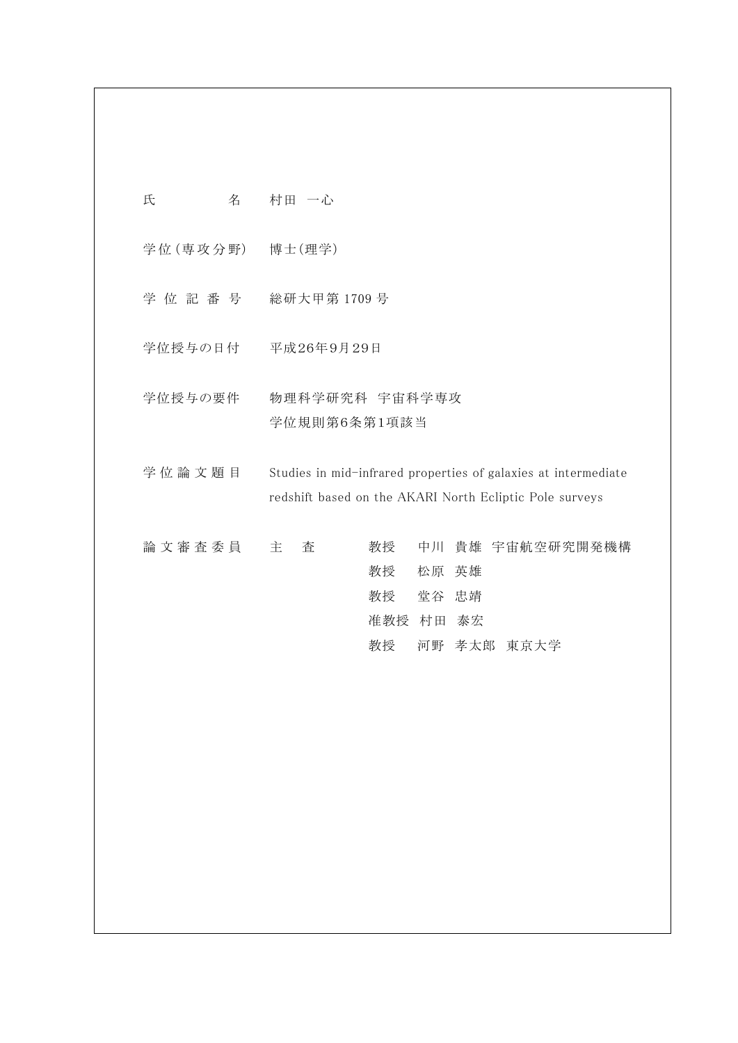| | |
|---|---|
| 氏名 | 村田 一心 |
| 学位(専攻分野) | 博士(理学) |
| 学位記番号 | 総研大甲第 1709 号 |
| 学位授与の日付 | 平成26年9月29日 |
| 学位授与の要件 | 物理科学研究科 宇宙科学専攻<br>学位規則第6条第1項該当 |
| 学位論文題目 | Studies in mid-infrared properties of galaxies at intermediate redshift based on the AKARI North Ecliptic Pole surveys |
| 論文審査委員 | 主 査 教授 中川 貴雄 宇宙航空研究開発機構<br>教授 松原 英雄<br>教授 堂谷 忠靖<br>准教授 村田 泰宏<br>教授 河野 孝太郎 東京大学 |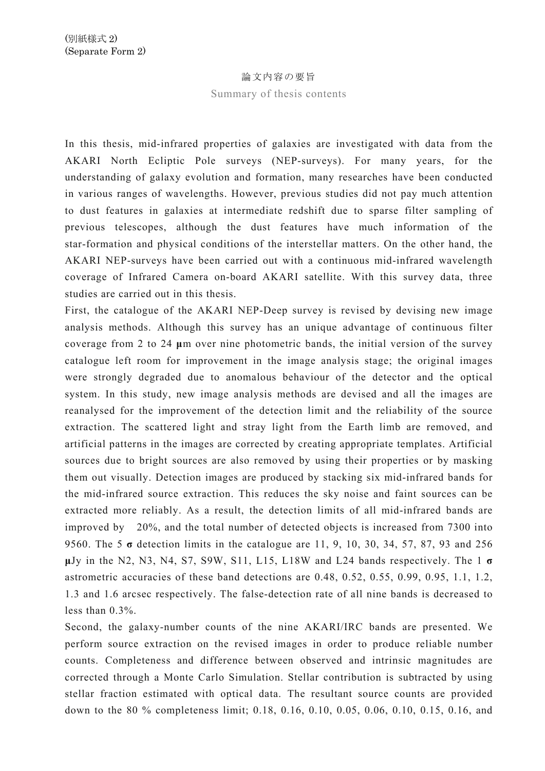(別紙様式 2)
(Separate Form 2)

論文内容の要旨

Summary of thesis contents

In this thesis, mid-infrared properties of galaxies are investigated with data from the AKARI North Ecliptic Pole surveys (NEP-surveys). For many years, for the understanding of galaxy evolution and formation, many researches have been conducted in various ranges of wavelengths. However, previous studies did not pay much attention to dust features in galaxies at intermediate redshift due to sparse filter sampling of previous telescopes, although the dust features have much information of the star-formation and physical conditions of the interstellar matters. On the other hand, the AKARI NEP-surveys have been carried out with a continuous mid-infrared wavelength coverage of Infrared Camera on-board AKARI satellite. With this survey data, three studies are carried out in this thesis.

First, the catalogue of the AKARI NEP-Deep survey is revised by devising new image analysis methods. Although this survey has an unique advantage of continuous filter coverage from 2 to 24 **μ**m over nine photometric bands, the initial version of the survey catalogue left room for improvement in the image analysis stage; the original images were strongly degraded due to anomalous behaviour of the detector and the optical system. In this study, new image analysis methods are devised and all the images are reanalysed for the improvement of the detection limit and the reliability of the source extraction. The scattered light and stray light from the Earth limb are removed, and artificial patterns in the images are corrected by creating appropriate templates. Artificial sources due to bright sources are also removed by using their properties or by masking them out visually. Detection images are produced by stacking six mid-infrared bands for the mid-infrared source extraction. This reduces the sky noise and faint sources can be extracted more reliably. As a result, the detection limits of all mid-infrared bands are improved by 20%, and the total number of detected objects is increased from 7300 into 9560. The 5 **σ** detection limits in the catalogue are 11, 9, 10, 30, 34, 57, 87, 93 and 256 **μ**Jy in the N2, N3, N4, S7, S9W, S11, L15, L18W and L24 bands respectively. The 1 **σ** astrometric accuracies of these band detections are 0.48, 0.52, 0.55, 0.99, 0.95, 1.1, 1.2, 1.3 and 1.6 arcsec respectively. The false-detection rate of all nine bands is decreased to less than 0.3%.

Second, the galaxy-number counts of the nine AKARI/IRC bands are presented. We perform source extraction on the revised images in order to produce reliable number counts. Completeness and difference between observed and intrinsic magnitudes are corrected through a Monte Carlo Simulation. Stellar contribution is subtracted by using stellar fraction estimated with optical data. The resultant source counts are provided down to the 80 % completeness limit; 0.18, 0.16, 0.10, 0.05, 0.06, 0.10, 0.15, 0.16, and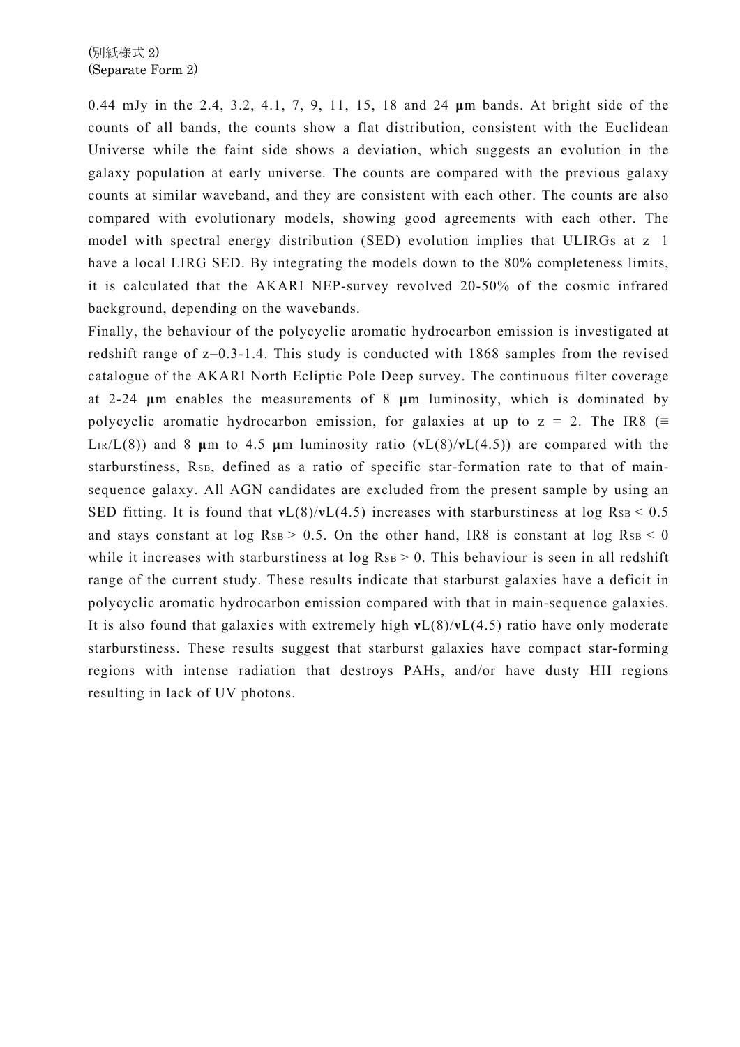(別紙様式 2)
(Separate Form 2)

0.44 mJy in the 2.4, 3.2, 4.1, 7, 9, 11, 15, 18 and 24 **μ**m bands. At bright side of the counts of all bands, the counts show a flat distribution, consistent with the Euclidean Universe while the faint side shows a deviation, which suggests an evolution in the galaxy population at early universe. The counts are compared with the previous galaxy counts at similar waveband, and they are consistent with each other. The counts are also compared with evolutionary models, showing good agreements with each other. The model with spectral energy distribution (SED) evolution implies that ULIRGs at z 1 have a local LIRG SED. By integrating the models down to the 80% completeness limits, it is calculated that the AKARI NEP-survey revolved 20-50% of the cosmic infrared background, depending on the wavebands.

Finally, the behaviour of the polycyclic aromatic hydrocarbon emission is investigated at redshift range of z=0.3-1.4. This study is conducted with 1868 samples from the revised catalogue of the AKARI North Ecliptic Pole Deep survey. The continuous filter coverage at 2-24 **μ**m enables the measurements of 8 **μ**m luminosity, which is dominated by polycyclic aromatic hydrocarbon emission, for galaxies at up to z = 2. The IR8 ($\equiv L_{IR}/L(8)$) and 8 **μ**m to 4.5 **μ**m luminosity ratio ($\nu L(8)/\nu L(4.5)$) are compared with the starburstiness, $R_{SB}$, defined as a ratio of specific star-formation rate to that of main-sequence galaxy. All AGN candidates are excluded from the present sample by using an SED fitting. It is found that $\nu L(8)/\nu L(4.5)$ increases with starburstiness at $\log R_{SB} < 0.5$ and stays constant at $\log R_{SB} > 0.5$. On the other hand, IR8 is constant at $\log R_{SB} < 0$ while it increases with starburstiness at $\log R_{SB} > 0$. This behaviour is seen in all redshift range of the current study. These results indicate that starburst galaxies have a deficit in polycyclic aromatic hydrocarbon emission compared with that in main-sequence galaxies. It is also found that galaxies with extremely high $\nu L(8)/\nu L(4.5)$ ratio have only moderate starburstiness. These results suggest that starburst galaxies have compact star-forming regions with intense radiation that destroys PAHs, and/or have dusty HII regions resulting in lack of UV photons.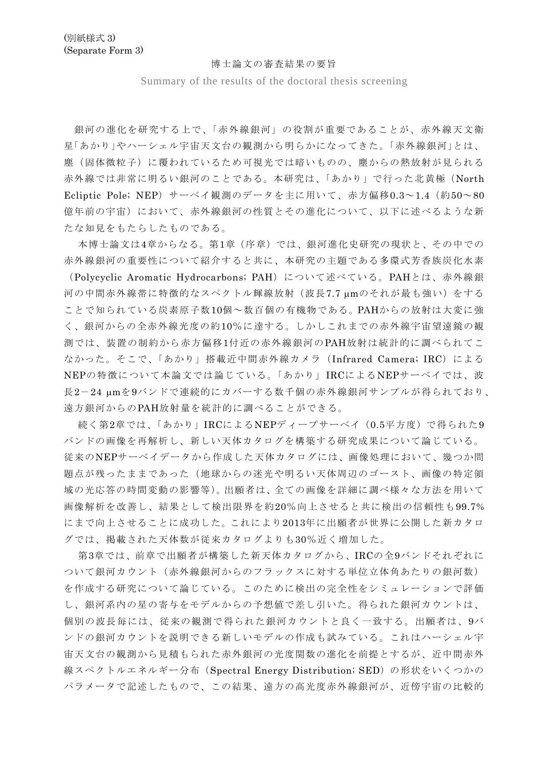(別紙様式 3)
(Separate Form 3)

博士論文の審査結果の要旨

Summary of the results of the doctoral thesis screening

銀河の進化を研究する上で、「赤外線銀河」の役割が重要であることが、赤外線天文衛星「あかり」やハーシェル宇宙天文台の観測から明らかになってきた。「赤外線銀河」とは、塵（固体微粒子）に覆われているため可視光では暗いものの、塵からの熱放射が見られる赤外線では非常に明るい銀河のことである。本研究は、「あかり」で行った北黄極（North Ecliptic Pole; NEP）サーベイ観測のデータを主に用いて、赤方偏移0.3～1.4（約50～80億年前の宇宙）において、赤外線銀河の性質とその進化について、以下に述べるような新たな知見をもたらしたものである。

本博士論文は4章からなる。第1章（序章）では、銀河進化史研究の現状と、その中での赤外線銀河の重要性について紹介すると共に、本研究の主題である多環式芳香族炭化水素（Polycyclic Aromatic Hydrocarbons; PAH）について述べている。PAHとは、赤外線銀河の中間赤外線帯に特徴的なスペクトル輝線放射（波長7.7 μmのそれが最も強い）をすることで知られている炭素原子数10個～数百個の有機物である。PAHからの放射は大変に強く、銀河からの全赤外線光度の約10%に達する。しかしこれまでの赤外線宇宙望遠鏡の観測では、装置の制約から赤方偏移1付近の赤外線銀河のPAH放射は統計的に調べられてこなかった。そこで、「あかり」搭載近中間赤外線カメラ（Infrared Camera; IRC）によるNEPの特徴について本論文では論じている。「あかり」IRCによるNEPサーベイでは、波長2－24 μmを9バンドで連続的にカバーする数千個の赤外線銀河サンプルが得られており、遠方銀河からのPAH放射量を統計的に調べることができる。

続く第2章では、「あかり」IRCによるNEPディープサーベイ（0.5平方度）で得られた9バンドの画像を再解析し、新しい天体カタログを構築する研究成果について論じている。従来のNEPサーベイデータから作成した天体カタログには、画像処理において、幾つか問題点が残ったままであった（地球からの迷光や明るい天体周辺のゴースト、画像の特定領域の光応答の時間変動の影響等）。出願者は、全ての画像を詳細に調べ様々な方法を用いて画像解析を改善し、結果として検出限界を約20%向上させると共に検出の信頼性も99.7%にまで向上させることに成功した。これにより2013年に出願者が世界に公開した新カタログでは、掲載された天体数が従来カタログよりも30%近く増加した。

第3章では、前章で出願者が構築した新天体カタログから、IRCの全9バンドそれぞれについて銀河カウント（赤外線銀河からのフラックスに対する単位立体角あたりの銀河数）を作成する研究について論じている。このために検出の完全性をシミュレーションで評価し、銀河系内の星の寄与をモデルからの予想値で差し引いた。得られた銀河カウントは、個別の波長毎には、従来の観測で得られた銀河カウントと良く一致する。出願者は、9バンドの銀河カウントを説明できる新しいモデルの作成も試みている。これはハーシェル宇宙天文台の観測から見積もられた赤外銀河の光度関数の進化を前提とするが、近中間赤外線スペクトルエネルギー分布（Spectral Energy Distribution; SED）の形状をいくつかのパラメータで記述したもので、この結果、遠方の高光度赤外線銀河が、近傍宇宙の比較的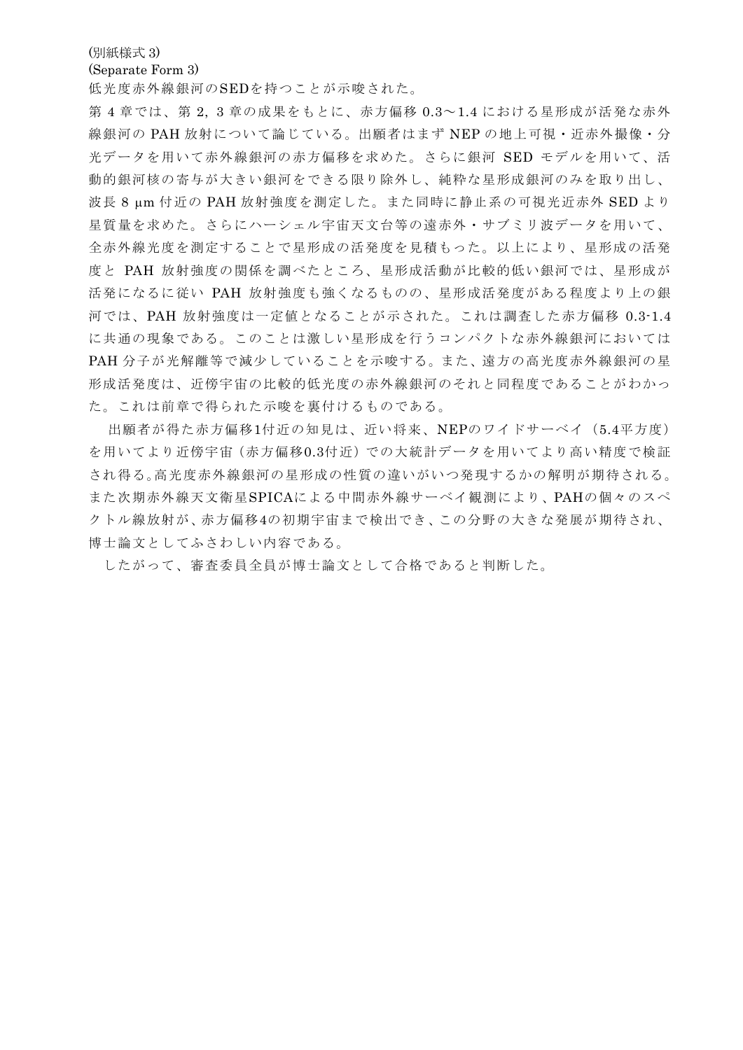(別紙様式 3)
(Separate Form 3)

低光度赤外線銀河のSEDを持つことが示唆された。

第 4 章では、第 2, 3 章の成果をもとに、赤方偏移 0.3～1.4 における星形成が活発な赤外線銀河の PAH 放射について論じている。出願者はまず NEP の地上可視・近赤外撮像・分光データを用いて赤外線銀河の赤方偏移を求めた。さらに銀河 SED モデルを用いて、活動的銀河核の寄与が大きい銀河をできる限り除外し、純粋な星形成銀河のみを取り出し、波長 8 μm 付近の PAH 放射強度を測定した。また同時に静止系の可視光近赤外 SED より星質量を求めた。さらにハーシェル宇宙天文台等の遠赤外・サブミリ波データを用いて、全赤外線光度を測定することで星形成の活発度を見積もった。以上により、星形成の活発度と PAH 放射強度の関係を調べたところ、星形成活動が比較的低い銀河では、星形成が活発になるに従い PAH 放射強度も強くなるものの、星形成活発度がある程度より上の銀河では、PAH 放射強度は一定値となることが示された。これは調査した赤方偏移 0.3-1.4 に共通の現象である。このことは激しい星形成を行うコンパクトな赤外線銀河においては PAH 分子が光解離等で減少していることを示唆する。また、遠方の高光度赤外線銀河の星形成活発度は、近傍宇宙の比較的低光度の赤外線銀河のそれと同程度であることがわかった。これは前章で得られた示唆を裏付けるものである。

出願者が得た赤方偏移1付近の知見は、近い将来、NEPのワイドサーベイ（5.4平方度）を用いてより近傍宇宙（赤方偏移0.3付近）での大統計データを用いてより高い精度で検証され得る。高光度赤外線銀河の星形成の性質の違いがいつ発現するかの解明が期待される。また次期赤外線天文衛星SPICAによる中間赤外線サーベイ観測により、PAHの個々のスペクトル線放射が、赤方偏移4の初期宇宙まで検出でき、この分野の大きな発展が期待され、博士論文としてふさわしい内容である。

したがって、審査委員全員が博士論文として合格であると判断した。